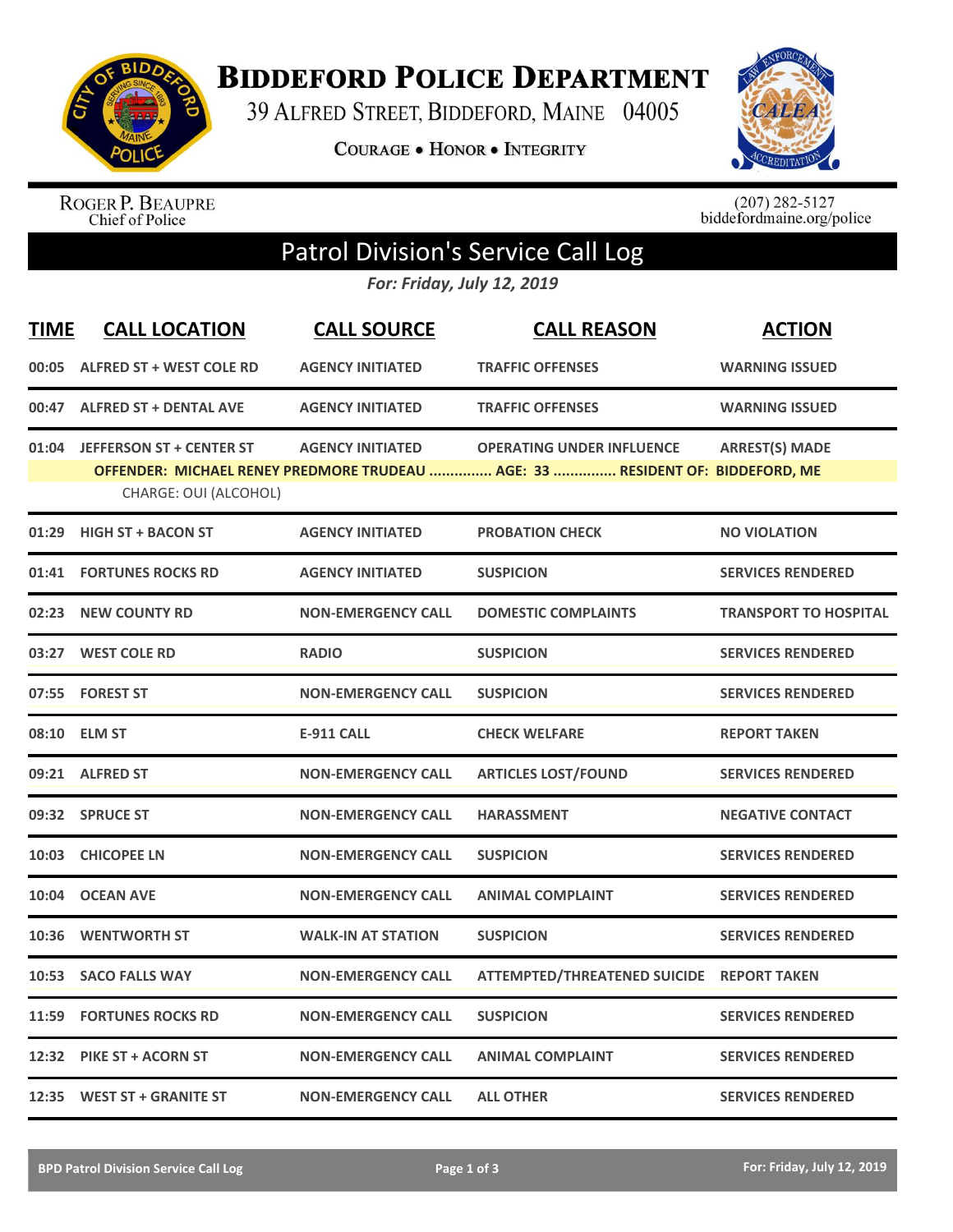# Biddeford Police Department

39 Alfred Street, Biddeford, Maine 04005

Courage • Honor • Integrity

Roger P. Beaupre
Chief of Police

(207) 282-5127
biddefordmaine.org/police

## Patrol Division's Service Call Log

*For: Friday, July 12, 2019*

| TIME | CALL LOCATION | CALL SOURCE | CALL REASON | ACTION |
|---|---|---|---|---|
| 00:05 | ALFRED ST + WEST COLE RD | AGENCY INITIATED | TRAFFIC OFFENSES | WARNING ISSUED |
| 00:47 | ALFRED ST + DENTAL AVE | AGENCY INITIATED | TRAFFIC OFFENSES | WARNING ISSUED |
| 01:04 | JEFFERSON ST + CENTER ST | AGENCY INITIATED | OPERATING UNDER INFLUENCE | ARREST(S) MADE |
| | OFFENDER: MICHAEL RENEY PREDMORE TRUDEAU ............... AGE: 33 ............... RESIDENT OF: BIDDEFORD, ME | | | |
| | CHARGE: OUI (ALCOHOL) | | | |
| 01:29 | HIGH ST + BACON ST | AGENCY INITIATED | PROBATION CHECK | NO VIOLATION |
| 01:41 | FORTUNES ROCKS RD | AGENCY INITIATED | SUSPICION | SERVICES RENDERED |
| 02:23 | NEW COUNTY RD | NON-EMERGENCY CALL | DOMESTIC COMPLAINTS | TRANSPORT TO HOSPITAL |
| 03:27 | WEST COLE RD | RADIO | SUSPICION | SERVICES RENDERED |
| 07:55 | FOREST ST | NON-EMERGENCY CALL | SUSPICION | SERVICES RENDERED |
| 08:10 | ELM ST | E-911 CALL | CHECK WELFARE | REPORT TAKEN |
| 09:21 | ALFRED ST | NON-EMERGENCY CALL | ARTICLES LOST/FOUND | SERVICES RENDERED |
| 09:32 | SPRUCE ST | NON-EMERGENCY CALL | HARASSMENT | NEGATIVE CONTACT |
| 10:03 | CHICOPEE LN | NON-EMERGENCY CALL | SUSPICION | SERVICES RENDERED |
| 10:04 | OCEAN AVE | NON-EMERGENCY CALL | ANIMAL COMPLAINT | SERVICES RENDERED |
| 10:36 | WENTWORTH ST | WALK-IN AT STATION | SUSPICION | SERVICES RENDERED |
| 10:53 | SACO FALLS WAY | NON-EMERGENCY CALL | ATTEMPTED/THREATENED SUICIDE | REPORT TAKEN |
| 11:59 | FORTUNES ROCKS RD | NON-EMERGENCY CALL | SUSPICION | SERVICES RENDERED |
| 12:32 | PIKE ST + ACORN ST | NON-EMERGENCY CALL | ANIMAL COMPLAINT | SERVICES RENDERED |
| 12:35 | WEST ST + GRANITE ST | NON-EMERGENCY CALL | ALL OTHER | SERVICES RENDERED |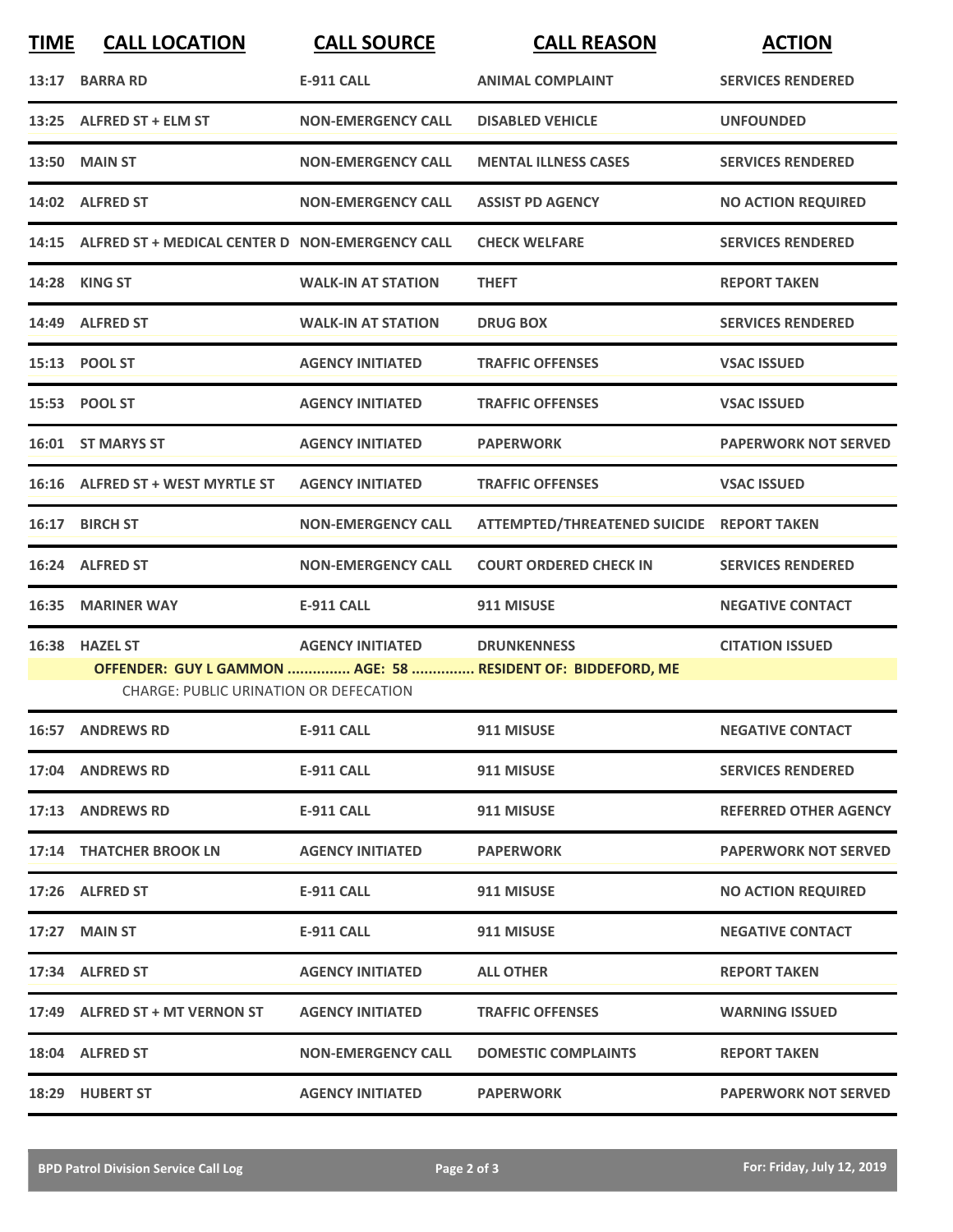| TIME | CALL LOCATION | CALL SOURCE | CALL REASON | ACTION |
|---|---|---|---|---|
| 13:17 | BARRA RD | E-911 CALL | ANIMAL COMPLAINT | SERVICES RENDERED |
| 13:25 | ALFRED ST + ELM ST | NON-EMERGENCY CALL | DISABLED VEHICLE | UNFOUNDED |
| 13:50 | MAIN ST | NON-EMERGENCY CALL | MENTAL ILLNESS CASES | SERVICES RENDERED |
| 14:02 | ALFRED ST | NON-EMERGENCY CALL | ASSIST PD AGENCY | NO ACTION REQUIRED |
| 14:15 | ALFRED ST + MEDICAL CENTER D | NON-EMERGENCY CALL | CHECK WELFARE | SERVICES RENDERED |
| 14:28 | KING ST | WALK-IN AT STATION | THEFT | REPORT TAKEN |
| 14:49 | ALFRED ST | WALK-IN AT STATION | DRUG BOX | SERVICES RENDERED |
| 15:13 | POOL ST | AGENCY INITIATED | TRAFFIC OFFENSES | VSAC ISSUED |
| 15:53 | POOL ST | AGENCY INITIATED | TRAFFIC OFFENSES | VSAC ISSUED |
| 16:01 | ST MARYS ST | AGENCY INITIATED | PAPERWORK | PAPERWORK NOT SERVED |
| 16:16 | ALFRED ST + WEST MYRTLE ST | AGENCY INITIATED | TRAFFIC OFFENSES | VSAC ISSUED |
| 16:17 | BIRCH ST | NON-EMERGENCY CALL | ATTEMPTED/THREATENED SUICIDE | REPORT TAKEN |
| 16:24 | ALFRED ST | NON-EMERGENCY CALL | COURT ORDERED CHECK IN | SERVICES RENDERED |
| 16:35 | MARINER WAY | E-911 CALL | 911 MISUSE | NEGATIVE CONTACT |
| 16:38 | HAZEL ST | AGENCY INITIATED | DRUNKENNESS | CITATION ISSUED |
| | OFFENDER: GUY L GAMMON ............... AGE: 58 ............... RESIDENT OF: BIDDEFORD, ME | | | |
| | CHARGE: PUBLIC URINATION OR DEFECATION | | | |
| 16:57 | ANDREWS RD | E-911 CALL | 911 MISUSE | NEGATIVE CONTACT |
| 17:04 | ANDREWS RD | E-911 CALL | 911 MISUSE | SERVICES RENDERED |
| 17:13 | ANDREWS RD | E-911 CALL | 911 MISUSE | REFERRED OTHER AGENCY |
| 17:14 | THATCHER BROOK LN | AGENCY INITIATED | PAPERWORK | PAPERWORK NOT SERVED |
| 17:26 | ALFRED ST | E-911 CALL | 911 MISUSE | NO ACTION REQUIRED |
| 17:27 | MAIN ST | E-911 CALL | 911 MISUSE | NEGATIVE CONTACT |
| 17:34 | ALFRED ST | AGENCY INITIATED | ALL OTHER | REPORT TAKEN |
| 17:49 | ALFRED ST + MT VERNON ST | AGENCY INITIATED | TRAFFIC OFFENSES | WARNING ISSUED |
| 18:04 | ALFRED ST | NON-EMERGENCY CALL | DOMESTIC COMPLAINTS | REPORT TAKEN |
| 18:29 | HUBERT ST | AGENCY INITIATED | PAPERWORK | PAPERWORK NOT SERVED |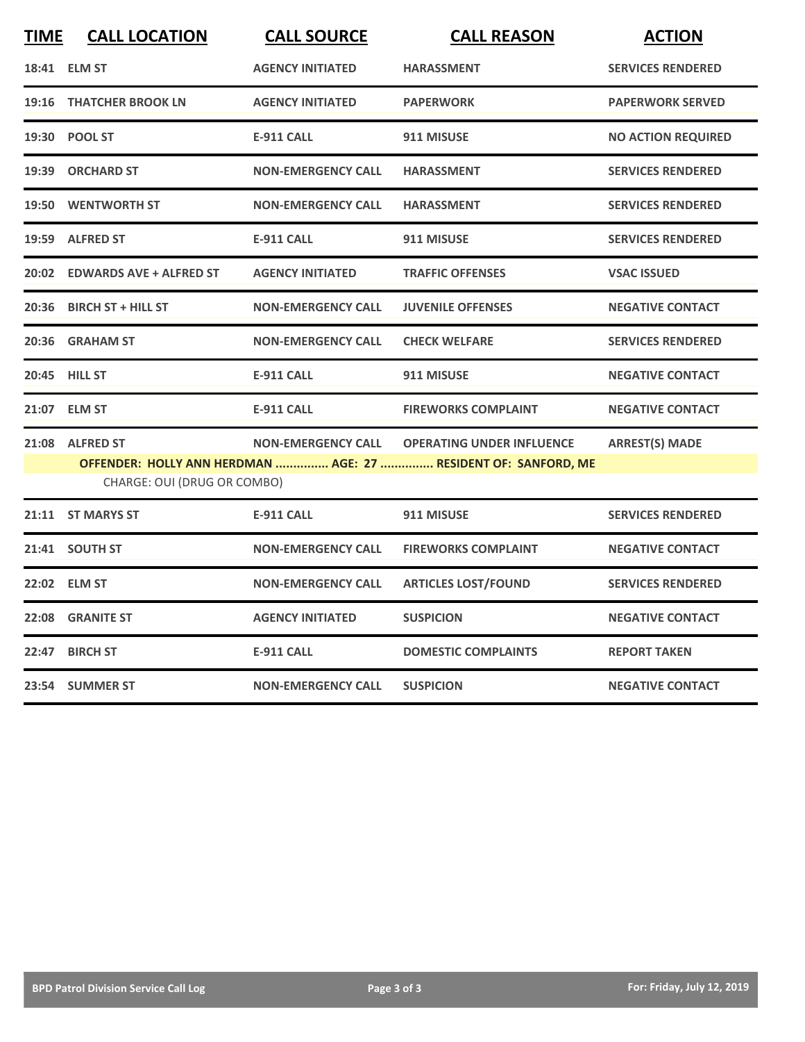| TIME | CALL LOCATION | CALL SOURCE | CALL REASON | ACTION |
|---|---|---|---|---|
| 18:41 | ELM ST | AGENCY INITIATED | HARASSMENT | SERVICES RENDERED |
| 19:16 | THATCHER BROOK LN | AGENCY INITIATED | PAPERWORK | PAPERWORK SERVED |
| 19:30 | POOL ST | E-911 CALL | 911 MISUSE | NO ACTION REQUIRED |
| 19:39 | ORCHARD ST | NON-EMERGENCY CALL | HARASSMENT | SERVICES RENDERED |
| 19:50 | WENTWORTH ST | NON-EMERGENCY CALL | HARASSMENT | SERVICES RENDERED |
| 19:59 | ALFRED ST | E-911 CALL | 911 MISUSE | SERVICES RENDERED |
| 20:02 | EDWARDS AVE + ALFRED ST | AGENCY INITIATED | TRAFFIC OFFENSES | VSAC ISSUED |
| 20:36 | BIRCH ST + HILL ST | NON-EMERGENCY CALL | JUVENILE OFFENSES | NEGATIVE CONTACT |
| 20:36 | GRAHAM ST | NON-EMERGENCY CALL | CHECK WELFARE | SERVICES RENDERED |
| 20:45 | HILL ST | E-911 CALL | 911 MISUSE | NEGATIVE CONTACT |
| 21:07 | ELM ST | E-911 CALL | FIREWORKS COMPLAINT | NEGATIVE CONTACT |
| 21:08 | ALFRED ST | NON-EMERGENCY CALL | OPERATING UNDER INFLUENCE | ARREST(S) MADE |
| | OFFENDER: HOLLY ANN HERDMAN ............... AGE: 27 ............... RESIDENT OF: SANFORD, ME | | | |
| | CHARGE: OUI (DRUG OR COMBO) | | | |
| 21:11 | ST MARYS ST | E-911 CALL | 911 MISUSE | SERVICES RENDERED |
| 21:41 | SOUTH ST | NON-EMERGENCY CALL | FIREWORKS COMPLAINT | NEGATIVE CONTACT |
| 22:02 | ELM ST | NON-EMERGENCY CALL | ARTICLES LOST/FOUND | SERVICES RENDERED |
| 22:08 | GRANITE ST | AGENCY INITIATED | SUSPICION | NEGATIVE CONTACT |
| 22:47 | BIRCH ST | E-911 CALL | DOMESTIC COMPLAINTS | REPORT TAKEN |
| 23:54 | SUMMER ST | NON-EMERGENCY CALL | SUSPICION | NEGATIVE CONTACT |